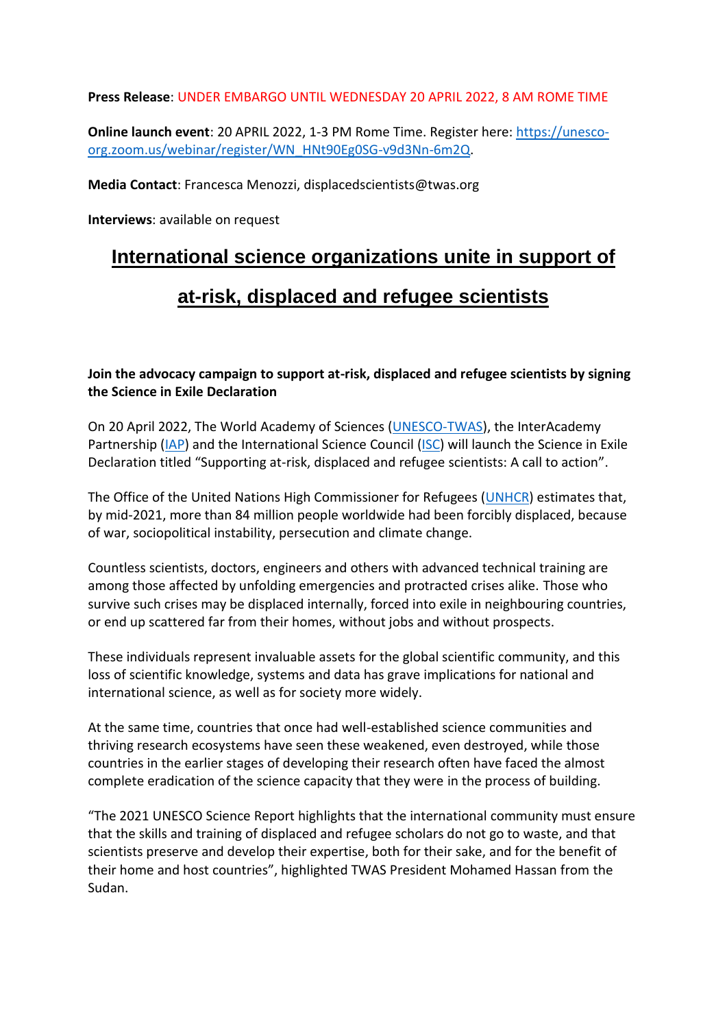**Press Release**: UNDER EMBARGO UNTIL WEDNESDAY 20 APRIL 2022, 8 AM ROME TIME

**Online launch event**: 20 APRIL 2022, 1-3 PM Rome Time. Register here: [https://unesco-org.zoom.us/webinar/register/WN_HNt90Eg0SG-v9d3Nn-6m2Q](https://unesco-org.zoom.us/webinar/register/WN_HNt90Eg0SG-v9d3Nn-6m2Q).

**Media Contact**: Francesca Menozzi, displacedscientists@twas.org

**Interviews**: available on request

# International science organizations unite in support of at-risk, displaced and refugee scientists

**Join the advocacy campaign to support at-risk, displaced and refugee scientists by signing the Science in Exile Declaration**

On 20 April 2022, The World Academy of Sciences (UNESCO-TWAS), the InterAcademy Partnership (IAP) and the International Science Council (ISC) will launch the Science in Exile Declaration titled "Supporting at-risk, displaced and refugee scientists: A call to action".

The Office of the United Nations High Commissioner for Refugees (UNHCR) estimates that, by mid-2021, more than 84 million people worldwide had been forcibly displaced, because of war, sociopolitical instability, persecution and climate change.

Countless scientists, doctors, engineers and others with advanced technical training are among those affected by unfolding emergencies and protracted crises alike. Those who survive such crises may be displaced internally, forced into exile in neighbouring countries, or end up scattered far from their homes, without jobs and without prospects.

These individuals represent invaluable assets for the global scientific community, and this loss of scientific knowledge, systems and data has grave implications for national and international science, as well as for society more widely.

At the same time, countries that once had well-established science communities and thriving research ecosystems have seen these weakened, even destroyed, while those countries in the earlier stages of developing their research often have faced the almost complete eradication of the science capacity that they were in the process of building.

"The 2021 UNESCO Science Report highlights that the international community must ensure that the skills and training of displaced and refugee scholars do not go to waste, and that scientists preserve and develop their expertise, both for their sake, and for the benefit of their home and host countries", highlighted TWAS President Mohamed Hassan from the Sudan.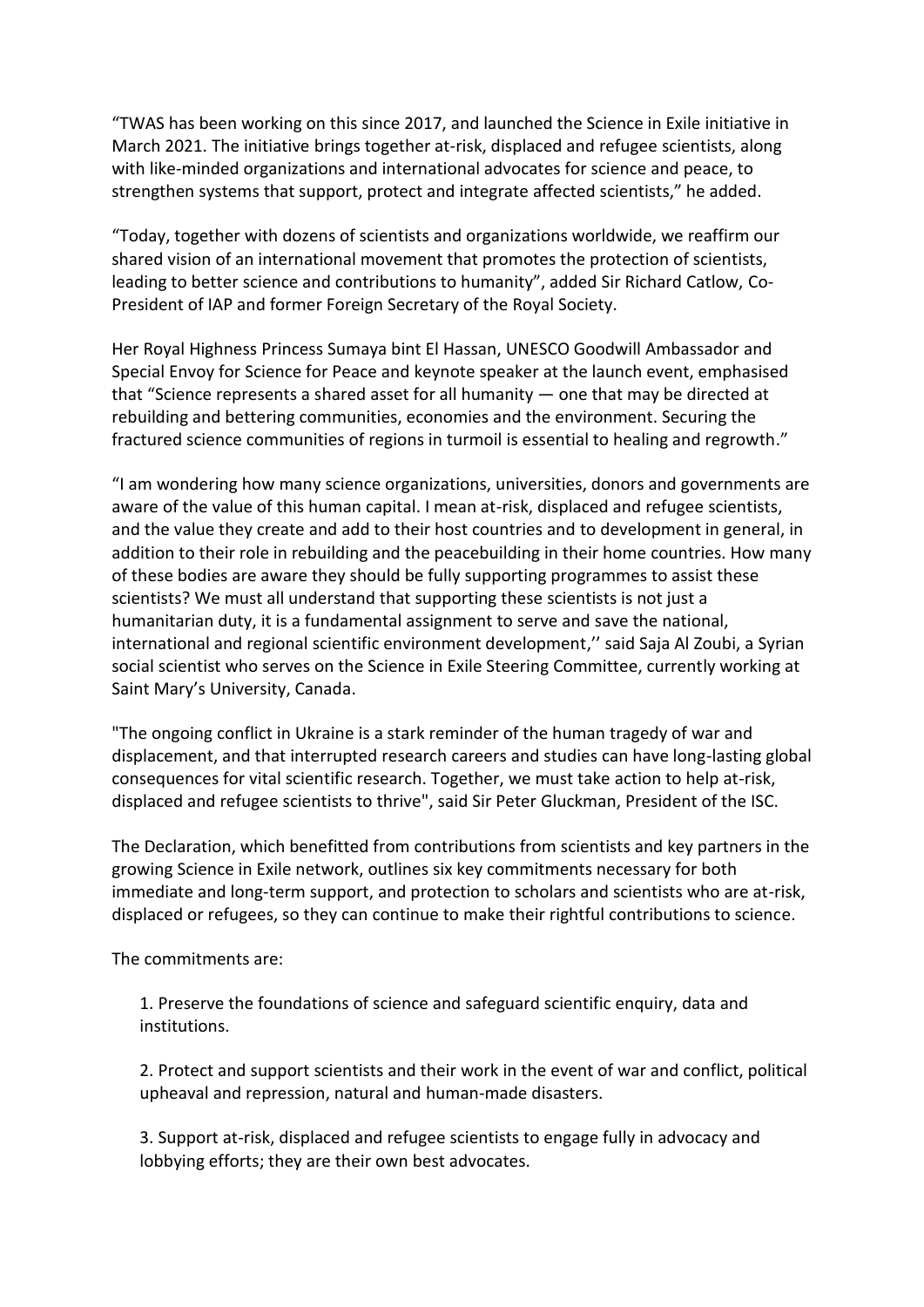"TWAS has been working on this since 2017, and launched the Science in Exile initiative in March 2021. The initiative brings together at-risk, displaced and refugee scientists, along with like-minded organizations and international advocates for science and peace, to strengthen systems that support, protect and integrate affected scientists," he added.

"Today, together with dozens of scientists and organizations worldwide, we reaffirm our shared vision of an international movement that promotes the protection of scientists, leading to better science and contributions to humanity", added Sir Richard Catlow, Co-President of IAP and former Foreign Secretary of the Royal Society.

Her Royal Highness Princess Sumaya bint El Hassan, UNESCO Goodwill Ambassador and Special Envoy for Science for Peace and keynote speaker at the launch event, emphasised that "Science represents a shared asset for all humanity — one that may be directed at rebuilding and bettering communities, economies and the environment. Securing the fractured science communities of regions in turmoil is essential to healing and regrowth."

"I am wondering how many science organizations, universities, donors and governments are aware of the value of this human capital. I mean at-risk, displaced and refugee scientists, and the value they create and add to their host countries and to development in general, in addition to their role in rebuilding and the peacebuilding in their home countries. How many of these bodies are aware they should be fully supporting programmes to assist these scientists? We must all understand that supporting these scientists is not just a humanitarian duty, it is a fundamental assignment to serve and save the national, international and regional scientific environment development,'' said Saja Al Zoubi, a Syrian social scientist who serves on the Science in Exile Steering Committee, currently working at Saint Mary's University, Canada.

"The ongoing conflict in Ukraine is a stark reminder of the human tragedy of war and displacement, and that interrupted research careers and studies can have long-lasting global consequences for vital scientific research. Together, we must take action to help at-risk, displaced and refugee scientists to thrive", said Sir Peter Gluckman, President of the ISC.

The Declaration, which benefitted from contributions from scientists and key partners in the growing Science in Exile network, outlines six key commitments necessary for both immediate and long-term support, and protection to scholars and scientists who are at-risk, displaced or refugees, so they can continue to make their rightful contributions to science.

The commitments are:

1. Preserve the foundations of science and safeguard scientific enquiry, data and institutions.

2. Protect and support scientists and their work in the event of war and conflict, political upheaval and repression, natural and human-made disasters.

3. Support at-risk, displaced and refugee scientists to engage fully in advocacy and lobbying efforts; they are their own best advocates.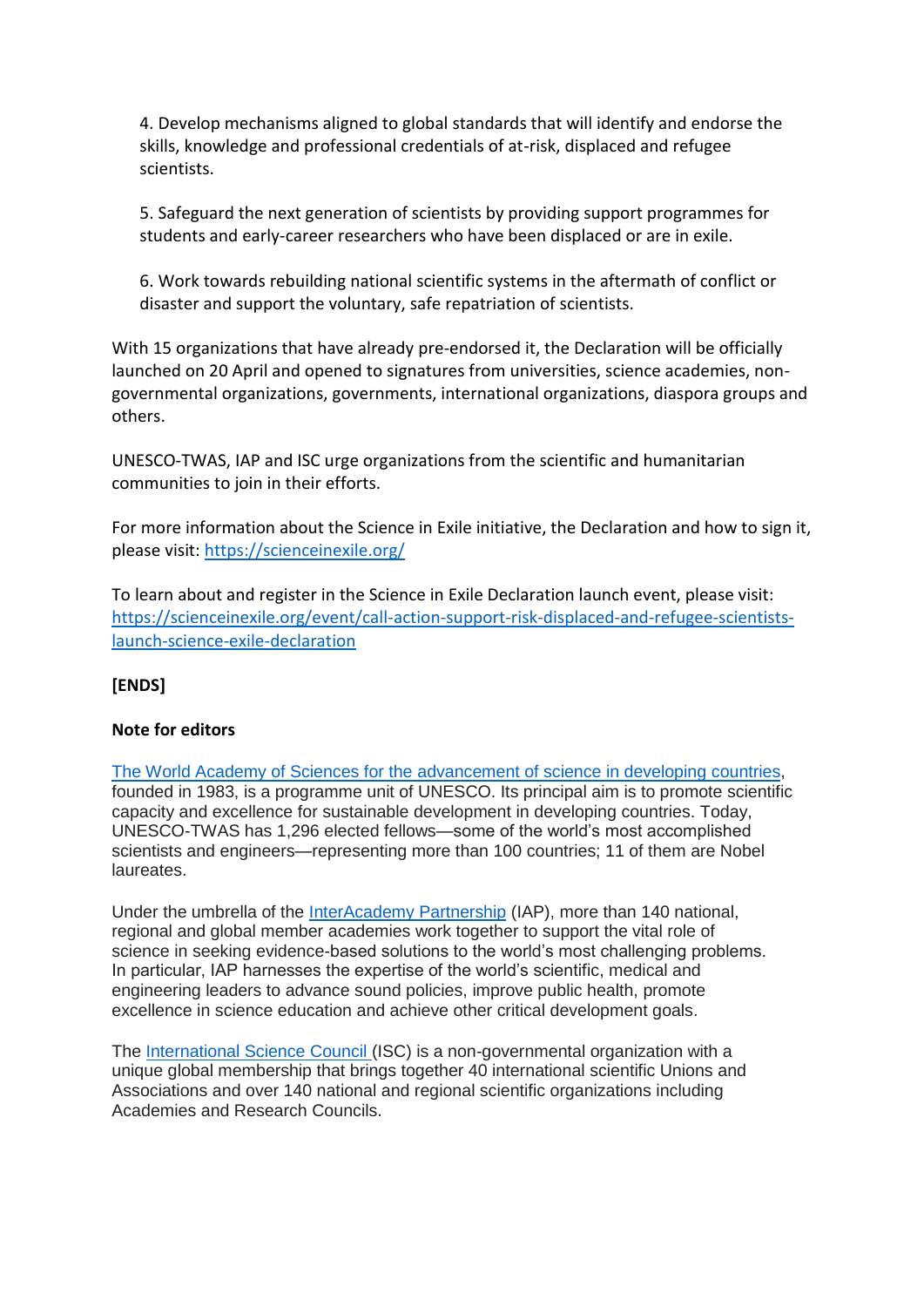4. Develop mechanisms aligned to global standards that will identify and endorse the skills, knowledge and professional credentials of at-risk, displaced and refugee scientists.

5. Safeguard the next generation of scientists by providing support programmes for students and early-career researchers who have been displaced or are in exile.

6. Work towards rebuilding national scientific systems in the aftermath of conflict or disaster and support the voluntary, safe repatriation of scientists.

With 15 organizations that have already pre-endorsed it, the Declaration will be officially launched on 20 April and opened to signatures from universities, science academies, non-governmental organizations, governments, international organizations, diaspora groups and others.

UNESCO-TWAS, IAP and ISC urge organizations from the scientific and humanitarian communities to join in their efforts.

For more information about the Science in Exile initiative, the Declaration and how to sign it, please visit: [https://scienceinexile.org/](https://scienceinexile.org/)

To learn about and register in the Science in Exile Declaration launch event, please visit: [https://scienceinexile.org/event/call-action-support-risk-displaced-and-refugee-scientists-launch-science-exile-declaration](https://scienceinexile.org/event/call-action-support-risk-displaced-and-refugee-scientists-launch-science-exile-declaration)

**[ENDS]**

**Note for editors**

The World Academy of Sciences for the advancement of science in developing countries, founded in 1983, is a programme unit of UNESCO. Its principal aim is to promote scientific capacity and excellence for sustainable development in developing countries. Today, UNESCO-TWAS has 1,296 elected fellows—some of the world's most accomplished scientists and engineers—representing more than 100 countries; 11 of them are Nobel laureates.

Under the umbrella of the InterAcademy Partnership (IAP), more than 140 national, regional and global member academies work together to support the vital role of science in seeking evidence-based solutions to the world's most challenging problems. In particular, IAP harnesses the expertise of the world's scientific, medical and engineering leaders to advance sound policies, improve public health, promote excellence in science education and achieve other critical development goals.

The International Science Council (ISC) is a non-governmental organization with a unique global membership that brings together 40 international scientific Unions and Associations and over 140 national and regional scientific organizations including Academies and Research Councils.